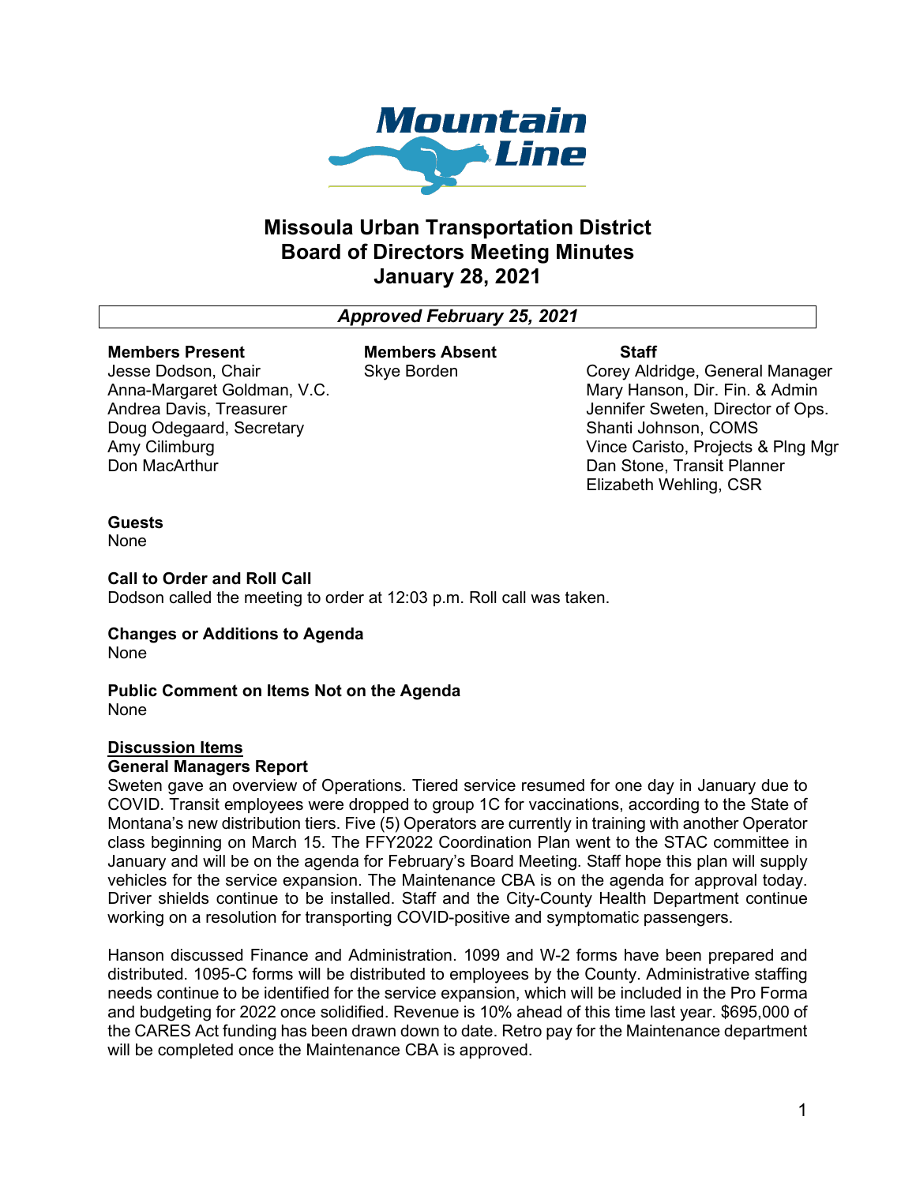# Missoula Urban Transportation District
# Board of Directors Meeting Minutes
# January 28, 2021

*Approved February 25, 2021*

| Members Present | Members Absent | Staff |
|---|---|---|
| Jesse Dodson, Chair | Skye Borden | Corey Aldridge, General Manager |
| Anna-Margaret Goldman, V.C. | | Mary Hanson, Dir. Fin. & Admin |
| Andrea Davis, Treasurer | | Jennifer Sweten, Director of Ops. |
| Doug Odegaard, Secretary | | Shanti Johnson, COMS |
| Amy Cilimburg | | Vince Caristo, Projects & Plng Mgr |
| Don MacArthur | | Dan Stone, Transit Planner |
| | | Elizabeth Wehling, CSR |

**Guests**
None

**Call to Order and Roll Call**
Dodson called the meeting to order at 12:03 p.m. Roll call was taken.

**Changes or Additions to Agenda**
None

**Public Comment on Items Not on the Agenda**
None

**Discussion Items**

**General Managers Report**
Sweten gave an overview of Operations. Tiered service resumed for one day in January due to COVID. Transit employees were dropped to group 1C for vaccinations, according to the State of Montana's new distribution tiers. Five (5) Operators are currently in training with another Operator class beginning on March 15. The FFY2022 Coordination Plan went to the STAC committee in January and will be on the agenda for February's Board Meeting. Staff hope this plan will supply vehicles for the service expansion. The Maintenance CBA is on the agenda for approval today. Driver shields continue to be installed. Staff and the City-County Health Department continue working on a resolution for transporting COVID-positive and symptomatic passengers.

Hanson discussed Finance and Administration. 1099 and W-2 forms have been prepared and distributed. 1095-C forms will be distributed to employees by the County. Administrative staffing needs continue to be identified for the service expansion, which will be included in the Pro Forma and budgeting for 2022 once solidified. Revenue is 10% ahead of this time last year. $695,000 of the CARES Act funding has been drawn down to date. Retro pay for the Maintenance department will be completed once the Maintenance CBA is approved.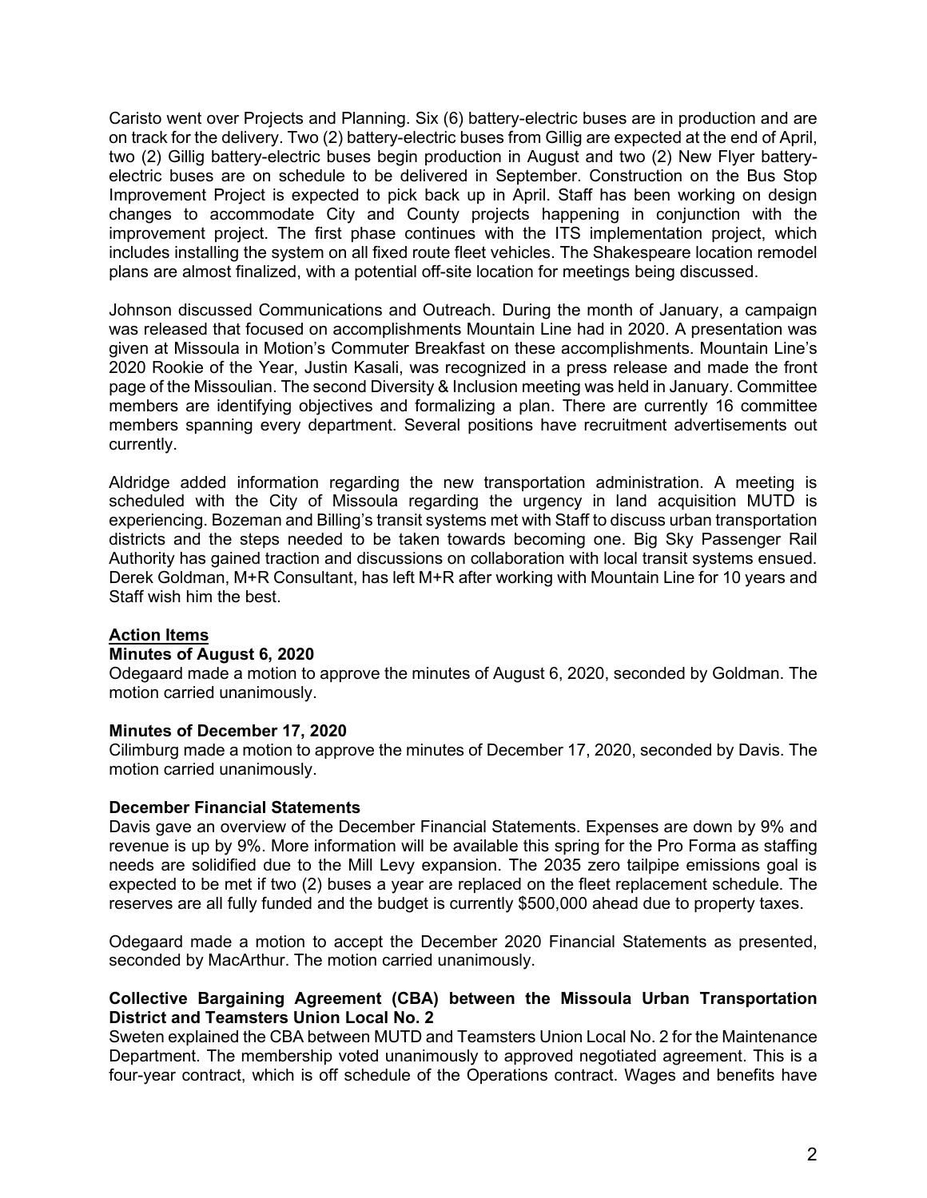Caristo went over Projects and Planning. Six (6) battery-electric buses are in production and are on track for the delivery. Two (2) battery-electric buses from Gillig are expected at the end of April, two (2) Gillig battery-electric buses begin production in August and two (2) New Flyer battery-electric buses are on schedule to be delivered in September. Construction on the Bus Stop Improvement Project is expected to pick back up in April. Staff has been working on design changes to accommodate City and County projects happening in conjunction with the improvement project. The first phase continues with the ITS implementation project, which includes installing the system on all fixed route fleet vehicles. The Shakespeare location remodel plans are almost finalized, with a potential off-site location for meetings being discussed.

Johnson discussed Communications and Outreach. During the month of January, a campaign was released that focused on accomplishments Mountain Line had in 2020. A presentation was given at Missoula in Motion's Commuter Breakfast on these accomplishments. Mountain Line's 2020 Rookie of the Year, Justin Kasali, was recognized in a press release and made the front page of the Missoulian. The second Diversity & Inclusion meeting was held in January. Committee members are identifying objectives and formalizing a plan. There are currently 16 committee members spanning every department. Several positions have recruitment advertisements out currently.

Aldridge added information regarding the new transportation administration. A meeting is scheduled with the City of Missoula regarding the urgency in land acquisition MUTD is experiencing. Bozeman and Billing's transit systems met with Staff to discuss urban transportation districts and the steps needed to be taken towards becoming one. Big Sky Passenger Rail Authority has gained traction and discussions on collaboration with local transit systems ensued. Derek Goldman, M+R Consultant, has left M+R after working with Mountain Line for 10 years and Staff wish him the best.

## Action Items

### Minutes of August 6, 2020

Odegaard made a motion to approve the minutes of August 6, 2020, seconded by Goldman. The motion carried unanimously.

### Minutes of December 17, 2020

Cilimburg made a motion to approve the minutes of December 17, 2020, seconded by Davis. The motion carried unanimously.

### December Financial Statements

Davis gave an overview of the December Financial Statements. Expenses are down by 9% and revenue is up by 9%. More information will be available this spring for the Pro Forma as staffing needs are solidified due to the Mill Levy expansion. The 2035 zero tailpipe emissions goal is expected to be met if two (2) buses a year are replaced on the fleet replacement schedule. The reserves are all fully funded and the budget is currently $500,000 ahead due to property taxes.

Odegaard made a motion to accept the December 2020 Financial Statements as presented, seconded by MacArthur. The motion carried unanimously.

### Collective Bargaining Agreement (CBA) between the Missoula Urban Transportation District and Teamsters Union Local No. 2

Sweten explained the CBA between MUTD and Teamsters Union Local No. 2 for the Maintenance Department. The membership voted unanimously to approved negotiated agreement. This is a four-year contract, which is off schedule of the Operations contract. Wages and benefits have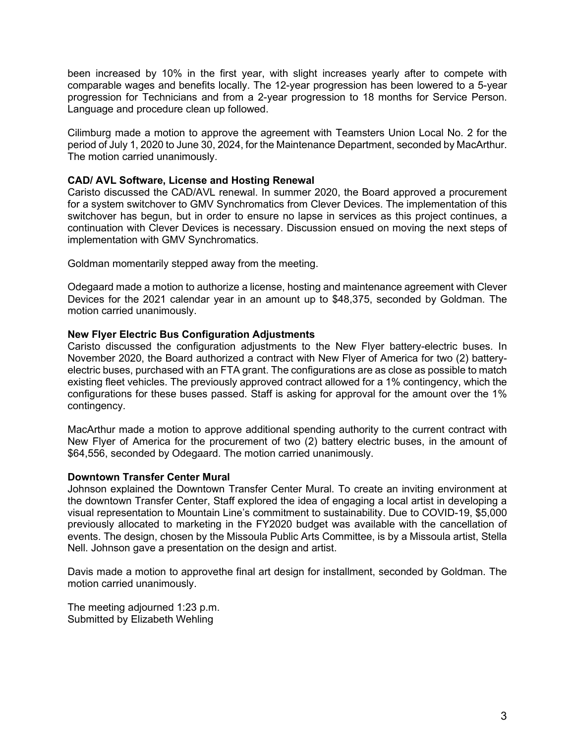been increased by 10% in the first year, with slight increases yearly after to compete with comparable wages and benefits locally. The 12-year progression has been lowered to a 5-year progression for Technicians and from a 2-year progression to 18 months for Service Person. Language and procedure clean up followed.

Cilimburg made a motion to approve the agreement with Teamsters Union Local No. 2 for the period of July 1, 2020 to June 30, 2024, for the Maintenance Department, seconded by MacArthur. The motion carried unanimously.

**CAD/ AVL Software, License and Hosting Renewal**
Caristo discussed the CAD/AVL renewal. In summer 2020, the Board approved a procurement for a system switchover to GMV Synchromatics from Clever Devices. The implementation of this switchover has begun, but in order to ensure no lapse in services as this project continues, a continuation with Clever Devices is necessary. Discussion ensued on moving the next steps of implementation with GMV Synchromatics.

Goldman momentarily stepped away from the meeting.

Odegaard made a motion to authorize a license, hosting and maintenance agreement with Clever Devices for the 2021 calendar year in an amount up to $48,375, seconded by Goldman. The motion carried unanimously.

**New Flyer Electric Bus Configuration Adjustments**
Caristo discussed the configuration adjustments to the New Flyer battery-electric buses. In November 2020, the Board authorized a contract with New Flyer of America for two (2) battery-electric buses, purchased with an FTA grant. The configurations are as close as possible to match existing fleet vehicles. The previously approved contract allowed for a 1% contingency, which the configurations for these buses passed. Staff is asking for approval for the amount over the 1% contingency.

MacArthur made a motion to approve additional spending authority to the current contract with New Flyer of America for the procurement of two (2) battery electric buses, in the amount of $64,556, seconded by Odegaard. The motion carried unanimously.

**Downtown Transfer Center Mural**
Johnson explained the Downtown Transfer Center Mural. To create an inviting environment at the downtown Transfer Center, Staff explored the idea of engaging a local artist in developing a visual representation to Mountain Line's commitment to sustainability. Due to COVID-19, $5,000 previously allocated to marketing in the FY2020 budget was available with the cancellation of events. The design, chosen by the Missoula Public Arts Committee, is by a Missoula artist, Stella Nell. Johnson gave a presentation on the design and artist.

Davis made a motion to approvethe final art design for installment, seconded by Goldman. The motion carried unanimously.

The meeting adjourned 1:23 p.m.
Submitted by Elizabeth Wehling